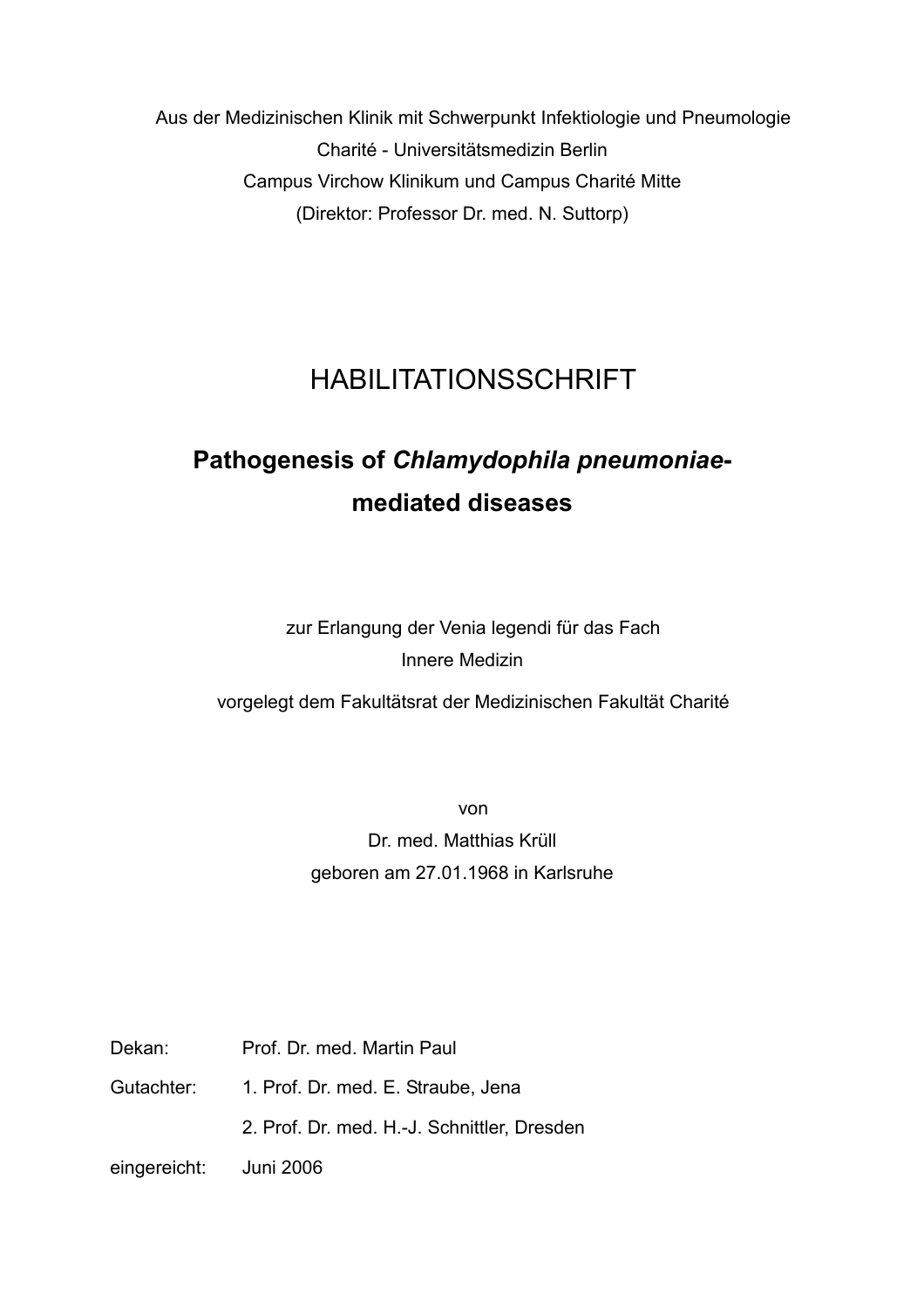Aus der Medizinischen Klinik mit Schwerpunkt Infektiologie und Pneumologie
Charité - Universitätsmedizin Berlin
Campus Virchow Klinikum und Campus Charité Mitte
(Direktor: Professor Dr. med. N. Suttorp)

# HABILITATIONSSCHRIFT

## Pathogenesis of *Chlamydophila pneumoniae*-mediated diseases

zur Erlangung der Venia legendi für das Fach
Innere Medizin

vorgelegt dem Fakultätsrat der Medizinischen Fakultät Charité

von
Dr. med. Matthias Krüll
geboren am 27.01.1968 in Karlsruhe

Dekan: Prof. Dr. med. Martin Paul

Gutachter: 1. Prof. Dr. med. E. Straube, Jena

2. Prof. Dr. med. H.-J. Schnittler, Dresden

eingereicht: Juni 2006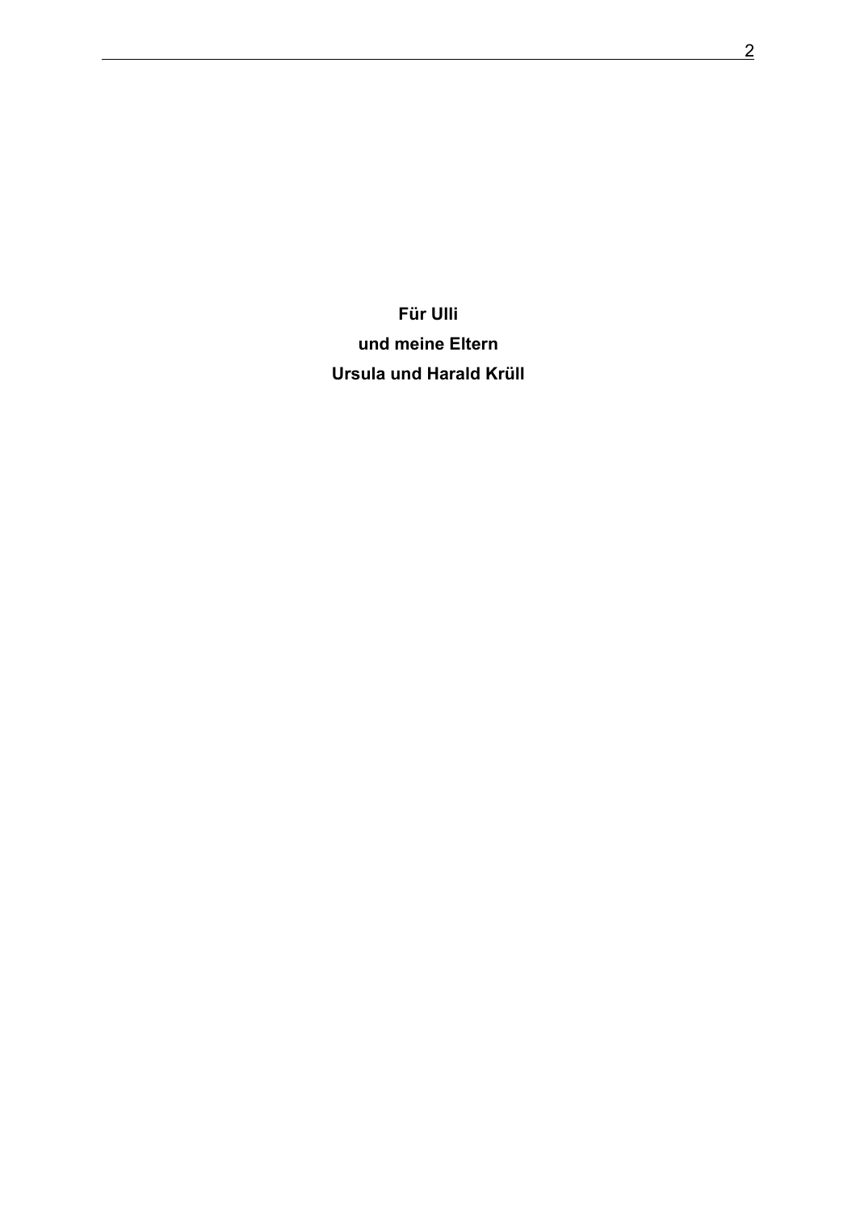**Für Ulli**

**und meine Eltern**

**Ursula und Harald Krüll**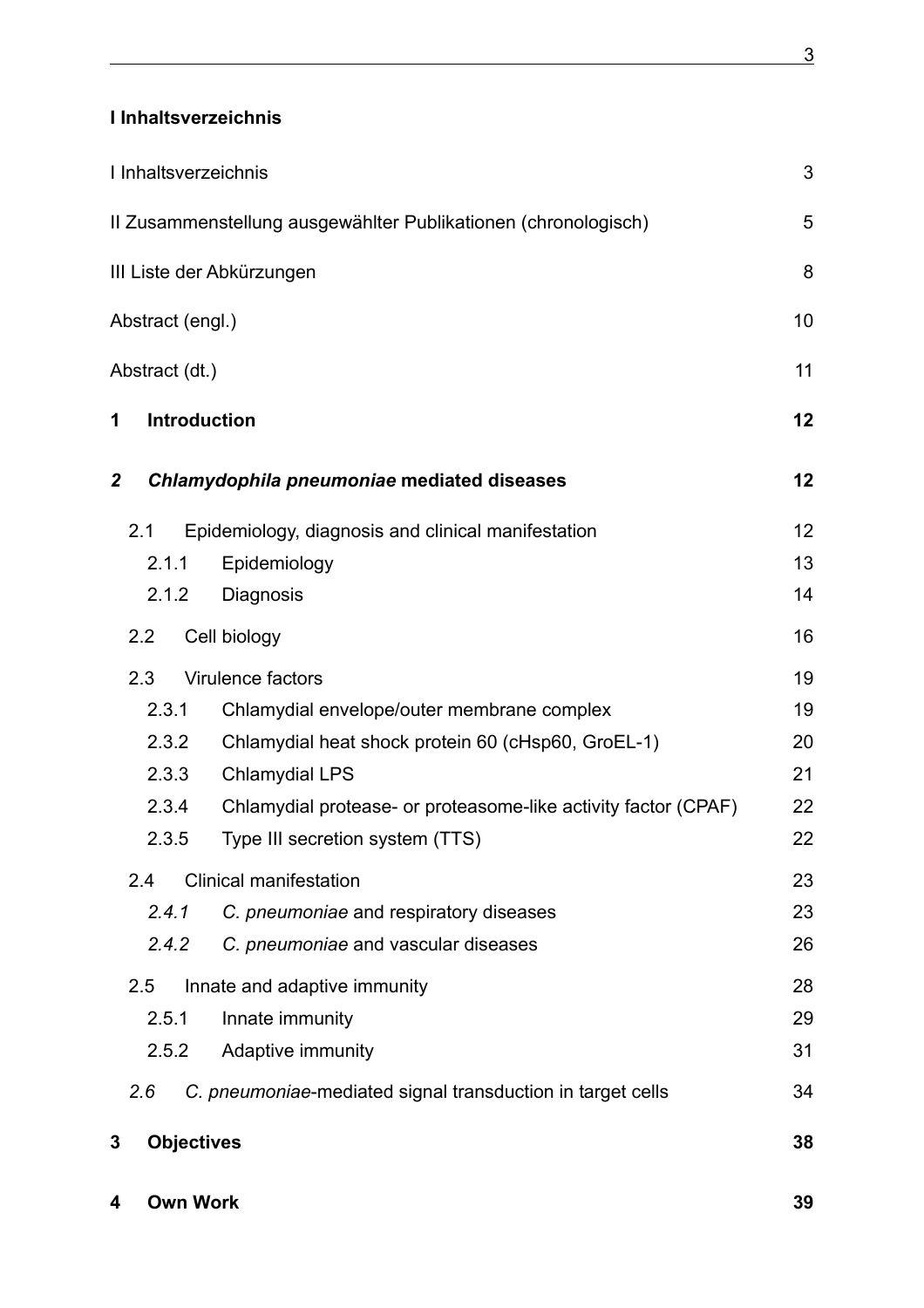# I Inhaltsverzeichnis

I Inhaltsverzeichnis 3

II Zusammenstellung ausgewählter Publikationen (chronologisch) 5

III Liste der Abkürzungen 8

Abstract (engl.) 10

Abstract (dt.) 11

**1 Introduction 12**

***2 Chlamydophila pneumoniae* mediated diseases 12**

- 2.1 Epidemiology, diagnosis and clinical manifestation 12
  - 2.1.1 Epidemiology 13
  - 2.1.2 Diagnosis 14
- 2.2 Cell biology 16
- 2.3 Virulence factors 19
  - 2.3.1 Chlamydial envelope/outer membrane complex 19
  - 2.3.2 Chlamydial heat shock protein 60 (cHsp60, GroEL-1) 20
  - 2.3.3 Chlamydial LPS 21
  - 2.3.4 Chlamydial protease- or proteasome-like activity factor (CPAF) 22
  - 2.3.5 Type III secretion system (TTS) 22
- 2.4 Clinical manifestation 23
  - *2.4.1 C. pneumoniae* and respiratory diseases 23
  - *2.4.2 C. pneumoniae* and vascular diseases 26
- 2.5 Innate and adaptive immunity 28
  - 2.5.1 Innate immunity 29
  - 2.5.2 Adaptive immunity 31
- *2.6 C. pneumoniae*-mediated signal transduction in target cells 34

**3 Objectives 38**

**4 Own Work 39**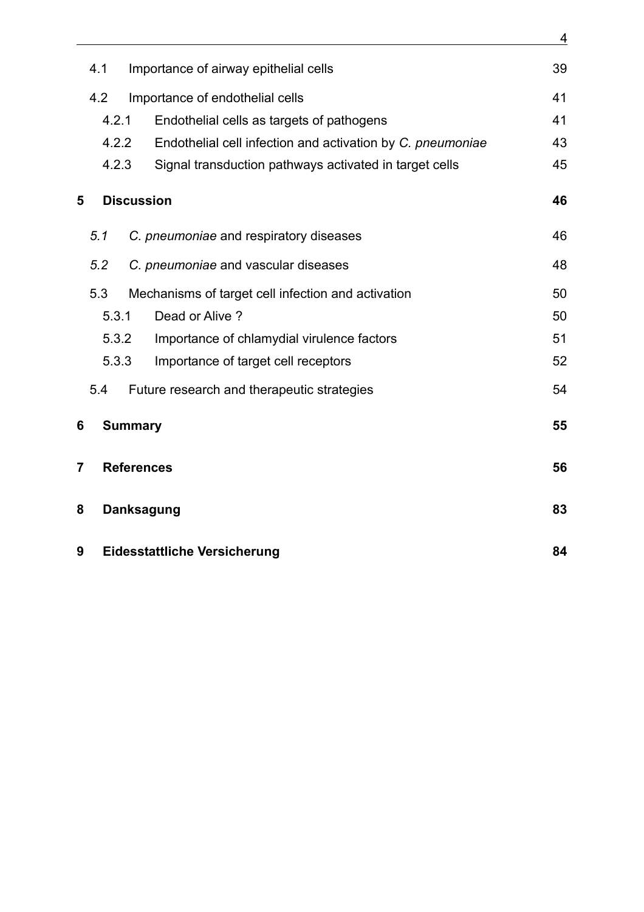| | | |
|---|---|---|
| 4.1 | Importance of airway epithelial cells | 39 |
| 4.2 | Importance of endothelial cells | 41 |
| 4.2.1 | Endothelial cells as targets of pathogens | 41 |
| 4.2.2 | Endothelial cell infection and activation by *C. pneumoniae* | 43 |
| 4.2.3 | Signal transduction pathways activated in target cells | 45 |
| **5** | **Discussion** | **46** |
| *5.1* | *C. pneumoniae* and respiratory diseases | 46 |
| *5.2* | *C. pneumoniae* and vascular diseases | 48 |
| 5.3 | Mechanisms of target cell infection and activation | 50 |
| 5.3.1 | Dead or Alive ? | 50 |
| 5.3.2 | Importance of chlamydial virulence factors | 51 |
| 5.3.3 | Importance of target cell receptors | 52 |
| 5.4 | Future research and therapeutic strategies | 54 |
| **6** | **Summary** | **55** |
| **7** | **References** | **56** |
| **8** | **Danksagung** | **83** |
| **9** | **Eidesstattliche Versicherung** | **84** |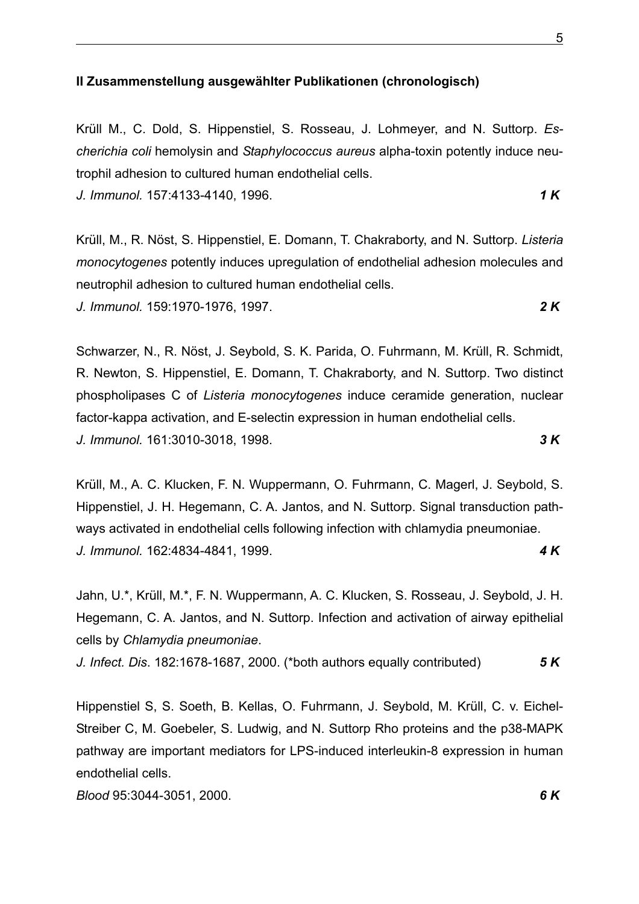**II Zusammenstellung ausgewählter Publikationen (chronologisch)**

Krüll M., C. Dold, S. Hippenstiel, S. Rosseau, J. Lohmeyer, and N. Suttorp. *Escherichia coli* hemolysin and *Staphylococcus aureus* alpha-toxin potently induce neutrophil adhesion to cultured human endothelial cells.
*J. Immunol.* 157:4133-4140, 1996. ***1 K***

Krüll, M., R. Nöst, S. Hippenstiel, E. Domann, T. Chakraborty, and N. Suttorp. *Listeria monocytogenes* potently induces upregulation of endothelial adhesion molecules and neutrophil adhesion to cultured human endothelial cells.
*J. Immunol.* 159:1970-1976, 1997. ***2 K***

Schwarzer, N., R. Nöst, J. Seybold, S. K. Parida, O. Fuhrmann, M. Krüll, R. Schmidt, R. Newton, S. Hippenstiel, E. Domann, T. Chakraborty, and N. Suttorp. Two distinct phospholipases C of *Listeria monocytogenes* induce ceramide generation, nuclear factor-kappa activation, and E-selectin expression in human endothelial cells.
*J. Immunol.* 161:3010-3018, 1998. ***3 K***

Krüll, M., A. C. Klucken, F. N. Wuppermann, O. Fuhrmann, C. Magerl, J. Seybold, S. Hippenstiel, J. H. Hegemann, C. A. Jantos, and N. Suttorp. Signal transduction pathways activated in endothelial cells following infection with chlamydia pneumoniae.
*J. Immunol.* 162:4834-4841, 1999. ***4 K***

Jahn, U.*, Krüll, M.*, F. N. Wuppermann, A. C. Klucken, S. Rosseau, J. Seybold, J. H. Hegemann, C. A. Jantos, and N. Suttorp. Infection and activation of airway epithelial cells by *Chlamydia pneumoniae*.
*J. Infect. Dis*. 182:1678-1687, 2000. (*both authors equally contributed) ***5 K***

Hippenstiel S, S. Soeth, B. Kellas, O. Fuhrmann, J. Seybold, M. Krüll, C. v. Eichel-Streiber C, M. Goebeler, S. Ludwig, and N. Suttorp Rho proteins and the p38-MAPK pathway are important mediators for LPS-induced interleukin-8 expression in human endothelial cells.
*Blood* 95:3044-3051, 2000. ***6 K***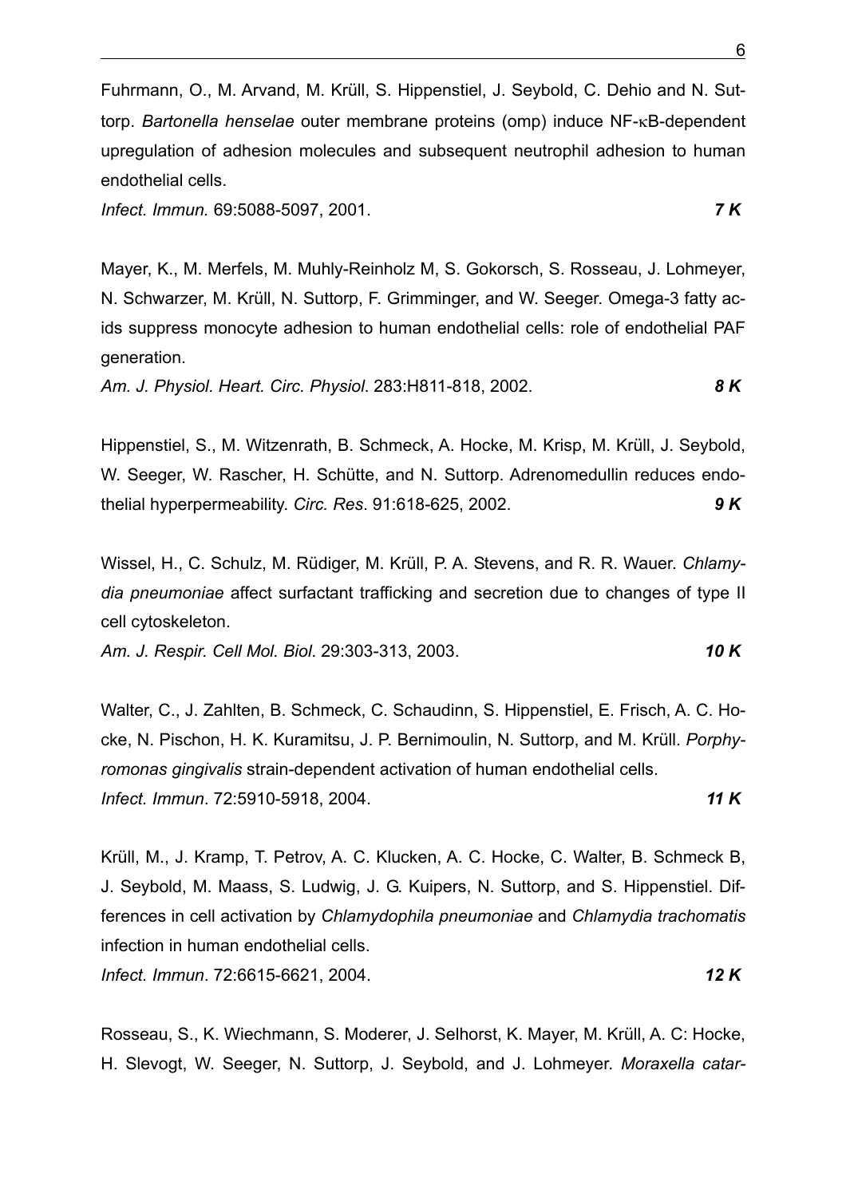Fuhrmann, O., M. Arvand, M. Krüll, S. Hippenstiel, J. Seybold, C. Dehio and N. Suttorp. *Bartonella henselae* outer membrane proteins (omp) induce NF-κB-dependent upregulation of adhesion molecules and subsequent neutrophil adhesion to human endothelial cells.
*Infect. Immun*. 69:5088-5097, 2001. ***7 K***

Mayer, K., M. Merfels, M. Muhly-Reinholz M, S. Gokorsch, S. Rosseau, J. Lohmeyer, N. Schwarzer, M. Krüll, N. Suttorp, F. Grimminger, and W. Seeger. Omega-3 fatty acids suppress monocyte adhesion to human endothelial cells: role of endothelial PAF generation.
*Am. J. Physiol. Heart. Circ. Physiol*. 283:H811-818, 2002. ***8 K***

Hippenstiel, S., M. Witzenrath, B. Schmeck, A. Hocke, M. Krisp, M. Krüll, J. Seybold, W. Seeger, W. Rascher, H. Schütte, and N. Suttorp. Adrenomedullin reduces endothelial hyperpermeability. *Circ. Res*. 91:618-625, 2002. ***9 K***

Wissel, H., C. Schulz, M. Rüdiger, M. Krüll, P. A. Stevens, and R. R. Wauer. *Chlamydia pneumoniae* affect surfactant trafficking and secretion due to changes of type II cell cytoskeleton.
*Am. J. Respir. Cell Mol. Biol*. 29:303-313, 2003. ***10 K***

Walter, C., J. Zahlten, B. Schmeck, C. Schaudinn, S. Hippenstiel, E. Frisch, A. C. Hocke, N. Pischon, H. K. Kuramitsu, J. P. Bernimoulin, N. Suttorp, and M. Krüll. *Porphyromonas gingivalis* strain-dependent activation of human endothelial cells.
*Infect. Immun*. 72:5910-5918, 2004. ***11 K***

Krüll, M., J. Kramp, T. Petrov, A. C. Klucken, A. C. Hocke, C. Walter, B. Schmeck B, J. Seybold, M. Maass, S. Ludwig, J. G. Kuipers, N. Suttorp, and S. Hippenstiel. Differences in cell activation by *Chlamydophila pneumoniae* and *Chlamydia trachomatis* infection in human endothelial cells.
*Infect. Immun*. 72:6615-6621, 2004. ***12 K***

Rosseau, S., K. Wiechmann, S. Moderer, J. Selhorst, K. Mayer, M. Krüll, A. C: Hocke, H. Slevogt, W. Seeger, N. Suttorp, J. Seybold, and J. Lohmeyer. *Moraxella catar-*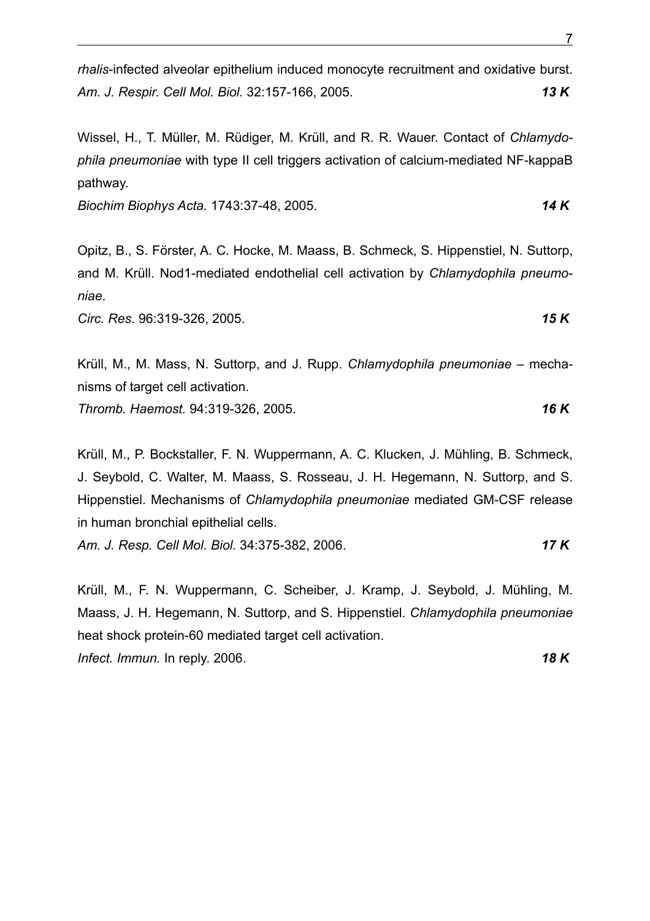*rhalis*-infected alveolar epithelium induced monocyte recruitment and oxidative burst.
*Am. J. Respir. Cell Mol. Biol.* 32:157-166, 2005. ***13 K***

Wissel, H., T. Müller, M. Rüdiger, M. Krüll, and R. R. Wauer. Contact of *Chlamydophila pneumoniae* with type II cell triggers activation of calcium-mediated NF-kappaB pathway.
*Biochim Biophys Acta.* 1743:37-48, 2005. ***14 K***

Opitz, B., S. Förster, A. C. Hocke, M. Maass, B. Schmeck, S. Hippenstiel, N. Suttorp, and M. Krüll. Nod1-mediated endothelial cell activation by *Chlamydophila pneumoniae*.
*Circ. Res*. 96:319-326, 2005. ***15 K***

Krüll, M., M. Mass, N. Suttorp, and J. Rupp. *Chlamydophila pneumoniae* – mechanisms of target cell activation.
*Thromb. Haemost.* 94:319-326, 2005. ***16 K***

Krüll, M., P. Bockstaller, F. N. Wuppermann, A. C. Klucken, J. Mühling, B. Schmeck, J. Seybold, C. Walter, M. Maass, S. Rosseau, J. H. Hegemann, N. Suttorp, and S. Hippenstiel. Mechanisms of *Chlamydophila pneumoniae* mediated GM-CSF release in human bronchial epithelial cells.
*Am. J. Resp. Cell Mol. Biol.* 34:375-382, 2006. ***17 K***

Krüll, M., F. N. Wuppermann, C. Scheiber, J. Kramp, J. Seybold, J. Mühling, M. Maass, J. H. Hegemann, N. Suttorp, and S. Hippenstiel. *Chlamydophila pneumoniae* heat shock protein-60 mediated target cell activation.
*Infect. Immun.* In reply. 2006. ***18 K***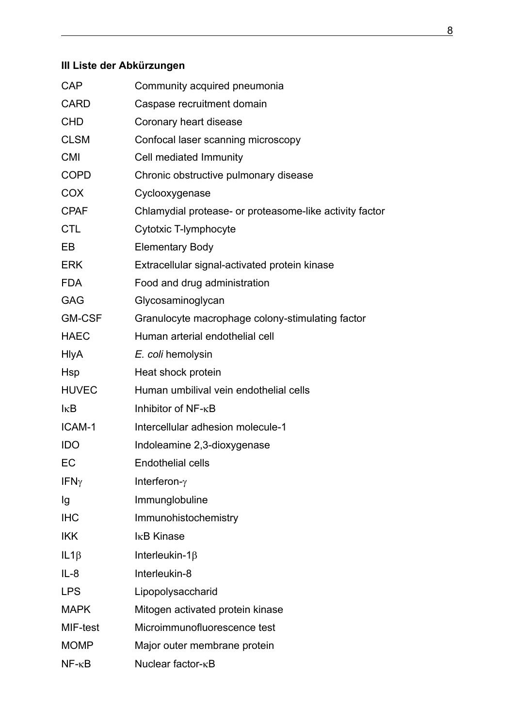## III Liste der Abkürzungen

| | |
|---|---|
| CAP | Community acquired pneumonia |
| CARD | Caspase recruitment domain |
| CHD | Coronary heart disease |
| CLSM | Confocal laser scanning microscopy |
| CMI | Cell mediated Immunity |
| COPD | Chronic obstructive pulmonary disease |
| COX | Cyclooxygenase |
| CPAF | Chlamydial protease- or proteasome-like activity factor |
| CTL | Cytotxic T-lymphocyte |
| EB | Elementary Body |
| ERK | Extracellular signal-activated protein kinase |
| FDA | Food and drug administration |
| GAG | Glycosaminoglycan |
| GM-CSF | Granulocyte macrophage colony-stimulating factor |
| HAEC | Human arterial endothelial cell |
| HlyA | *E. coli* hemolysin |
| Hsp | Heat shock protein |
| HUVEC | Human umbilival vein endothelial cells |
| IκB | Inhibitor of NF-κB |
| ICAM-1 | Intercellular adhesion molecule-1 |
| IDO | Indoleamine 2,3-dioxygenase |
| EC | Endothelial cells |
| IFNγ | Interferon-γ |
| Ig | Immunglobuline |
| IHC | Immunohistochemistry |
| IKK | IκB Kinase |
| IL1β | Interleukin-1β |
| IL-8 | Interleukin-8 |
| LPS | Lipopolysaccharid |
| MAPK | Mitogen activated protein kinase |
| MIF-test | Microimmunofluorescence test |
| MOMP | Major outer membrane protein |
| NF-κB | Nuclear factor-κB |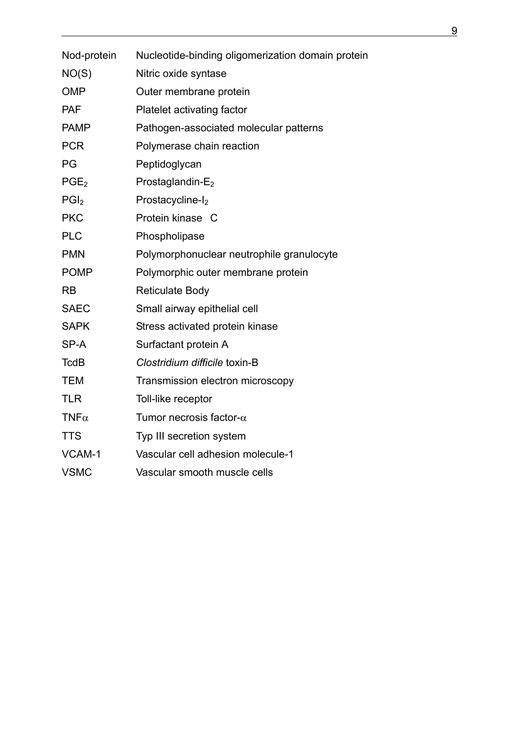| | |
|---|---|
| Nod-protein | Nucleotide-binding oligomerization domain protein |
| NO(S) | Nitric oxide syntase |
| OMP | Outer membrane protein |
| PAF | Platelet activating factor |
| PAMP | Pathogen-associated molecular patterns |
| PCR | Polymerase chain reaction |
| PG | Peptidoglycan |
| $PGE_2$ | Prostaglandin-$E_2$ |
| $PGI_2$ | Prostacycline-$I_2$ |
| PKC | Protein kinase C |
| PLC | Phospholipase |
| PMN | Polymorphonuclear neutrophile granulocyte |
| POMP | Polymorphic outer membrane protein |
| RB | Reticulate Body |
| SAEC | Small airway epithelial cell |
| SAPK | Stress activated protein kinase |
| SP-A | Surfactant protein A |
| TcdB | *Clostridium difficile* toxin-B |
| TEM | Transmission electron microscopy |
| TLR | Toll-like receptor |
| $TNF\alpha$ | Tumor necrosis factor-$\alpha$ |
| TTS | Typ III secretion system |
| VCAM-1 | Vascular cell adhesion molecule-1 |
| VSMC | Vascular smooth muscle cells |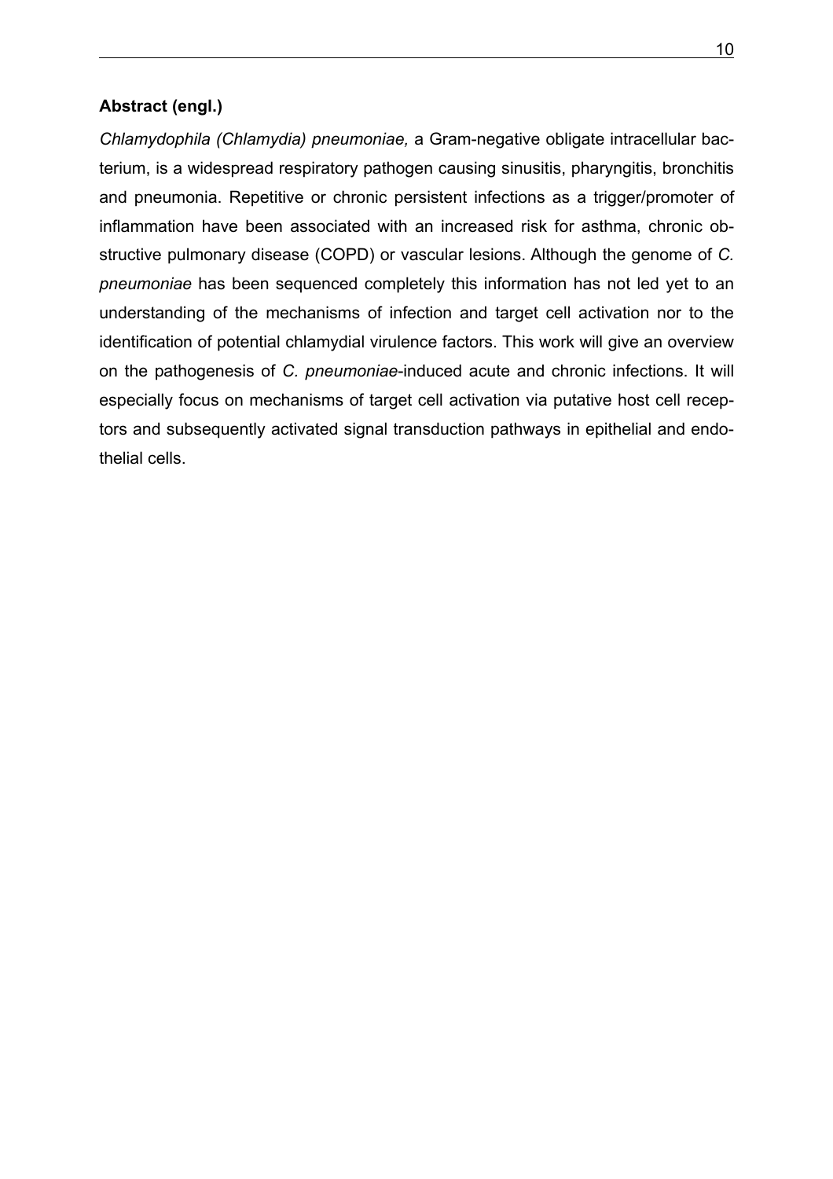**Abstract (engl.)**

*Chlamydophila (Chlamydia) pneumoniae,* a Gram-negative obligate intracellular bacterium, is a widespread respiratory pathogen causing sinusitis, pharyngitis, bronchitis and pneumonia. Repetitive or chronic persistent infections as a trigger/promoter of inflammation have been associated with an increased risk for asthma, chronic obstructive pulmonary disease (COPD) or vascular lesions. Although the genome of *C. pneumoniae* has been sequenced completely this information has not led yet to an understanding of the mechanisms of infection and target cell activation nor to the identification of potential chlamydial virulence factors. This work will give an overview on the pathogenesis of *C. pneumoniae*-induced acute and chronic infections. It will especially focus on mechanisms of target cell activation via putative host cell receptors and subsequently activated signal transduction pathways in epithelial and endothelial cells.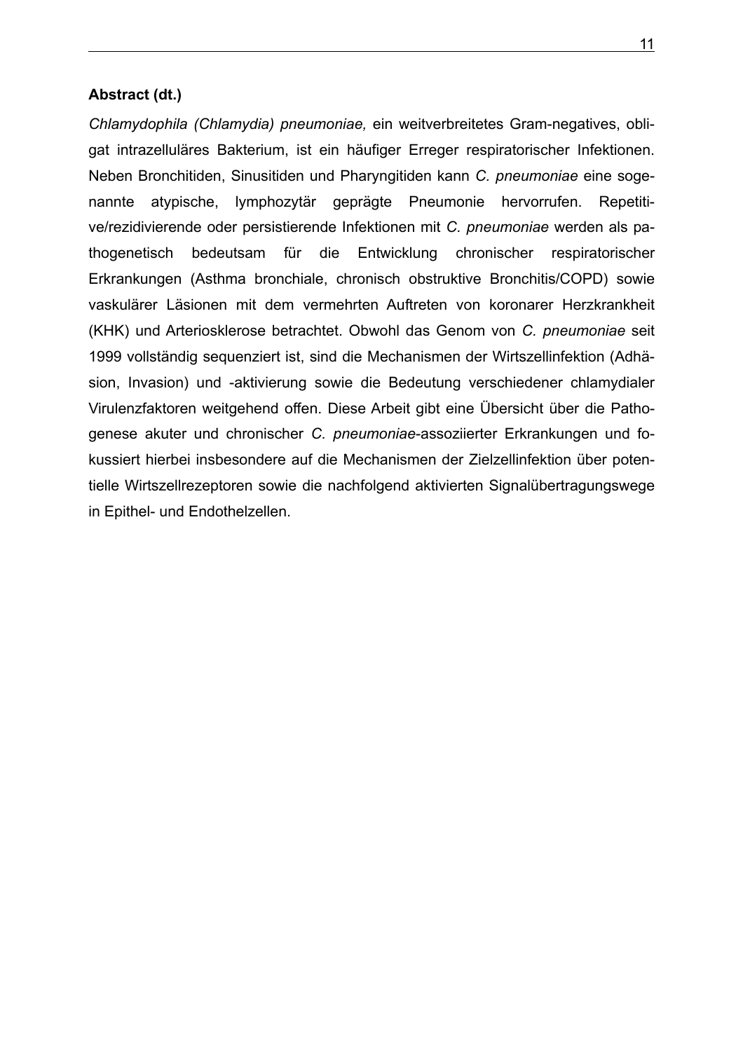**Abstract (dt.)**

*Chlamydophila (Chlamydia) pneumoniae,* ein weitverbreitetes Gram-negatives, obligat intrazelluläres Bakterium, ist ein häufiger Erreger respiratorischer Infektionen. Neben Bronchitiden, Sinusitiden und Pharyngitiden kann *C. pneumoniae* eine sogenannte atypische, lymphozytär geprägte Pneumonie hervorrufen. Repetitive/rezidivierende oder persistierende Infektionen mit *C. pneumoniae* werden als pathogenetisch bedeutsam für die Entwicklung chronischer respiratorischer Erkrankungen (Asthma bronchiale, chronisch obstruktive Bronchitis/COPD) sowie vaskulärer Läsionen mit dem vermehrten Auftreten von koronarer Herzkrankheit (KHK) und Arteriosklerose betrachtet. Obwohl das Genom von *C. pneumoniae* seit 1999 vollständig sequenziert ist, sind die Mechanismen der Wirtszellinfektion (Adhäsion, Invasion) und -aktivierung sowie die Bedeutung verschiedener chlamydialer Virulenzfaktoren weitgehend offen. Diese Arbeit gibt eine Übersicht über die Pathogenese akuter und chronischer *C. pneumoniae*-assoziierter Erkrankungen und fokussiert hierbei insbesondere auf die Mechanismen der Zielzellinfektion über potentielle Wirtszellrezeptoren sowie die nachfolgend aktivierten Signalübertragungswege in Epithel- und Endothelzellen.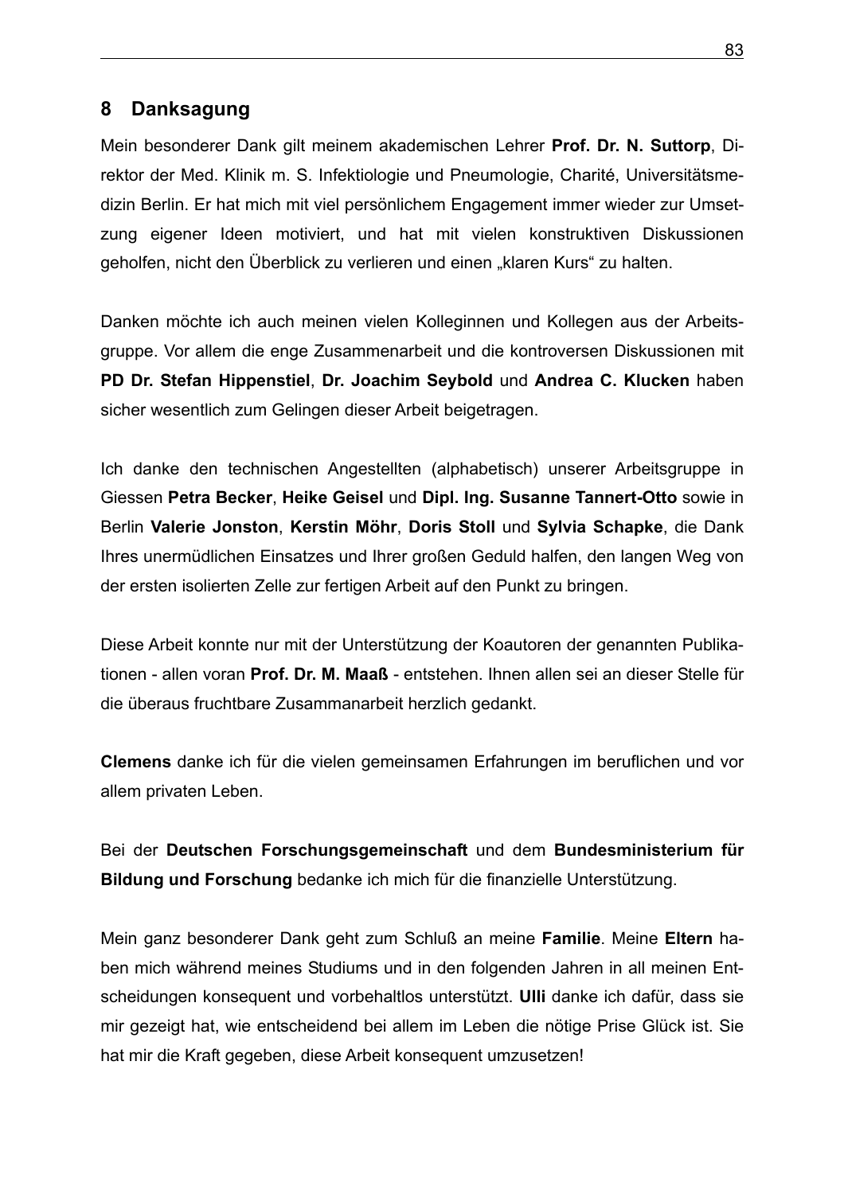## 8 Danksagung

Mein besonderer Dank gilt meinem akademischen Lehrer **Prof. Dr. N. Suttorp**, Direktor der Med. Klinik m. S. Infektiologie und Pneumologie, Charité, Universitätsmedizin Berlin. Er hat mich mit viel persönlichem Engagement immer wieder zur Umsetzung eigener Ideen motiviert, und hat mit vielen konstruktiven Diskussionen geholfen, nicht den Überblick zu verlieren und einen „klaren Kurs“ zu halten.

Danken möchte ich auch meinen vielen Kolleginnen und Kollegen aus der Arbeitsgruppe. Vor allem die enge Zusammenarbeit und die kontroversen Diskussionen mit **PD Dr. Stefan Hippenstiel**, **Dr. Joachim Seybold** und **Andrea C. Klucken** haben sicher wesentlich zum Gelingen dieser Arbeit beigetragen.

Ich danke den technischen Angestellten (alphabetisch) unserer Arbeitsgruppe in Giessen **Petra Becker**, **Heike Geisel** und **Dipl. Ing. Susanne Tannert-Otto** sowie in Berlin **Valerie Jonston**, **Kerstin Möhr**, **Doris Stoll** und **Sylvia Schapke**, die Dank Ihres unermüdlichen Einsatzes und Ihrer großen Geduld halfen, den langen Weg von der ersten isolierten Zelle zur fertigen Arbeit auf den Punkt zu bringen.

Diese Arbeit konnte nur mit der Unterstützung der Koautoren der genannten Publikationen - allen voran **Prof. Dr. M. Maaß** - entstehen. Ihnen allen sei an dieser Stelle für die überaus fruchtbare Zusammanarbeit herzlich gedankt.

**Clemens** danke ich für die vielen gemeinsamen Erfahrungen im beruflichen und vor allem privaten Leben.

Bei der **Deutschen Forschungsgemeinschaft** und dem **Bundesministerium für Bildung und Forschung** bedanke ich mich für die finanzielle Unterstützung.

Mein ganz besonderer Dank geht zum Schluß an meine **Familie**. Meine **Eltern** haben mich während meines Studiums und in den folgenden Jahren in all meinen Entscheidungen konsequent und vorbehaltlos unterstützt. **Ulli** danke ich dafür, dass sie mir gezeigt hat, wie entscheidend bei allem im Leben die nötige Prise Glück ist. Sie hat mir die Kraft gegeben, diese Arbeit konsequent umzusetzen!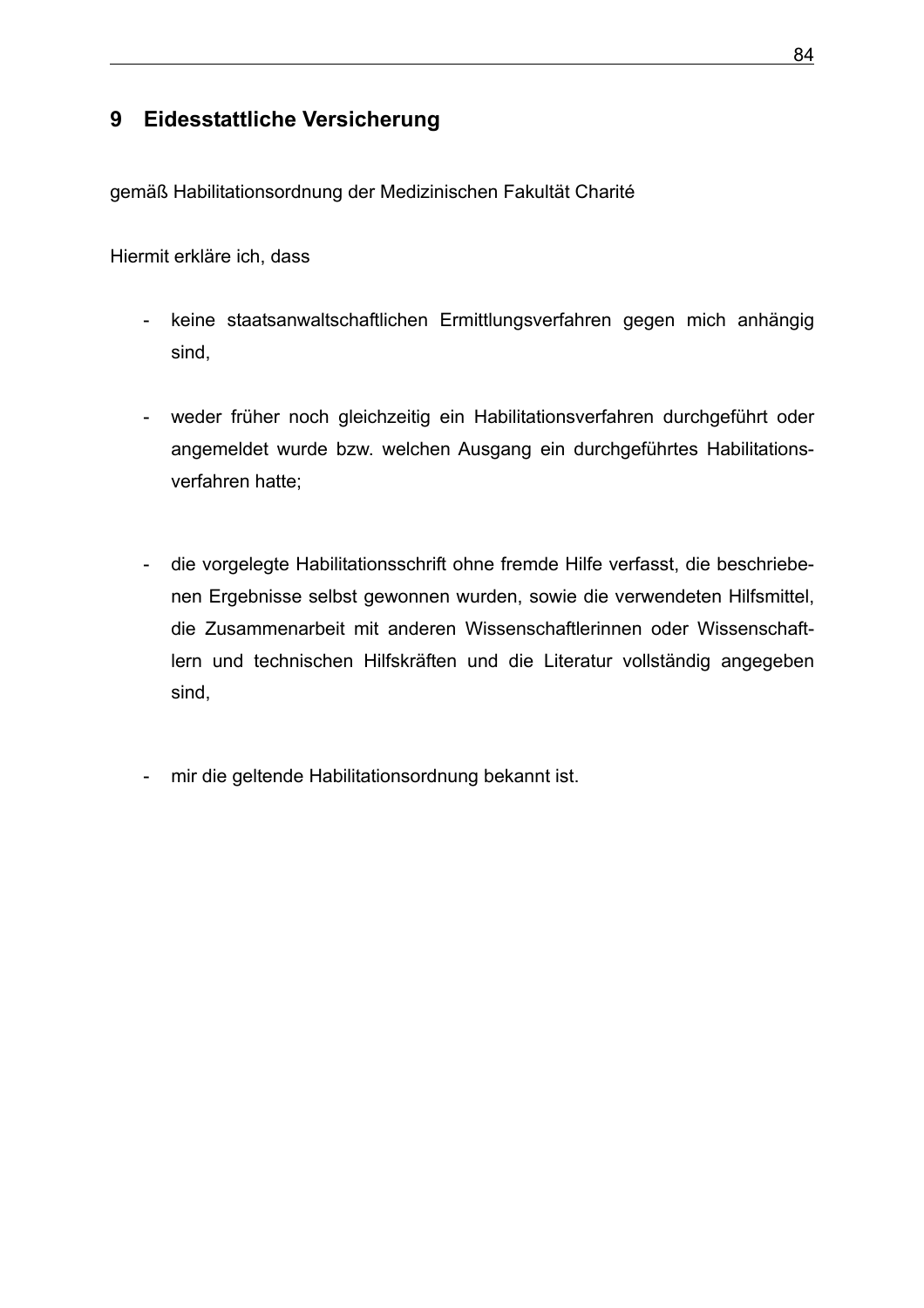# 9 Eidesstattliche Versicherung

gemäß Habilitationsordnung der Medizinischen Fakultät Charité

Hiermit erkläre ich, dass

- keine staatsanwaltschaftlichen Ermittlungsverfahren gegen mich anhängig sind,

- weder früher noch gleichzeitig ein Habilitationsverfahren durchgeführt oder angemeldet wurde bzw. welchen Ausgang ein durchgeführtes Habilitationsverfahren hatte;

- die vorgelegte Habilitationsschrift ohne fremde Hilfe verfasst, die beschriebenen Ergebnisse selbst gewonnen wurden, sowie die verwendeten Hilfsmittel, die Zusammenarbeit mit anderen Wissenschaftlerinnen oder Wissenschaftlern und technischen Hilfskräften und die Literatur vollständig angegeben sind,

- mir die geltende Habilitationsordnung bekannt ist.